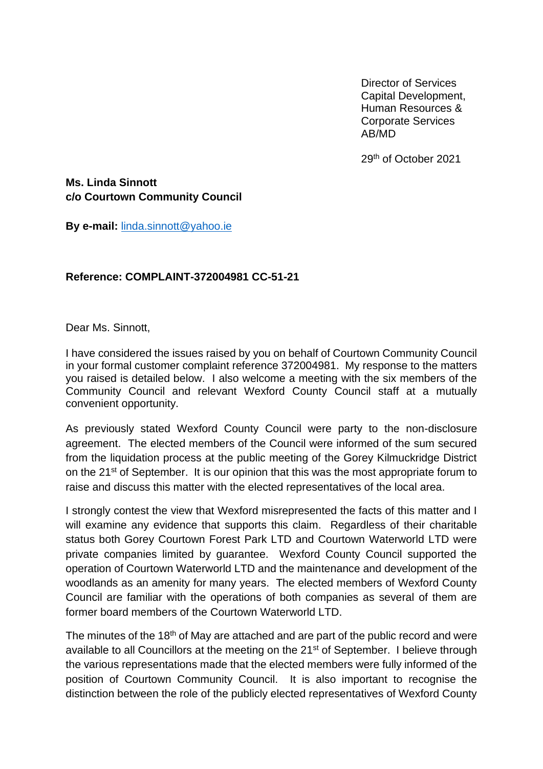Director of Services
Capital Development,
Human Resources &
Corporate Services
AB/MD

29th of October 2021

**Ms. Linda Sinnott**
**c/o Courtown Community Council**

**By e-mail:** linda.sinnott@yahoo.ie

**Reference: COMPLAINT-372004981 CC-51-21**

Dear Ms. Sinnott,

I have considered the issues raised by you on behalf of Courtown Community Council in your formal customer complaint reference 372004981. My response to the matters you raised is detailed below. I also welcome a meeting with the six members of the Community Council and relevant Wexford County Council staff at a mutually convenient opportunity.

As previously stated Wexford County Council were party to the non-disclosure agreement. The elected members of the Council were informed of the sum secured from the liquidation process at the public meeting of the Gorey Kilmuckridge District on the 21st of September. It is our opinion that this was the most appropriate forum to raise and discuss this matter with the elected representatives of the local area.

I strongly contest the view that Wexford misrepresented the facts of this matter and I will examine any evidence that supports this claim. Regardless of their charitable status both Gorey Courtown Forest Park LTD and Courtown Waterworld LTD were private companies limited by guarantee. Wexford County Council supported the operation of Courtown Waterworld LTD and the maintenance and development of the woodlands as an amenity for many years. The elected members of Wexford County Council are familiar with the operations of both companies as several of them are former board members of the Courtown Waterworld LTD.

The minutes of the 18th of May are attached and are part of the public record and were available to all Councillors at the meeting on the 21st of September. I believe through the various representations made that the elected members were fully informed of the position of Courtown Community Council. It is also important to recognise the distinction between the role of the publicly elected representatives of Wexford County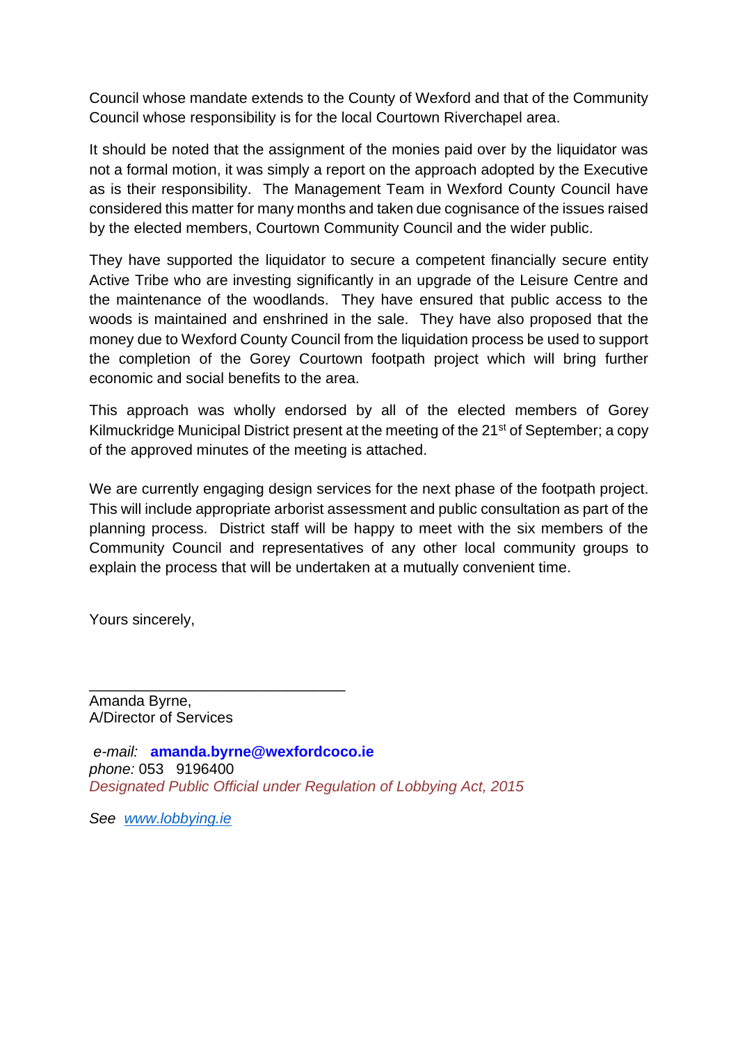Council whose mandate extends to the County of Wexford and that of the Community Council whose responsibility is for the local Courtown Riverchapel area.

It should be noted that the assignment of the monies paid over by the liquidator was not a formal motion, it was simply a report on the approach adopted by the Executive as is their responsibility. The Management Team in Wexford County Council have considered this matter for many months and taken due cognisance of the issues raised by the elected members, Courtown Community Council and the wider public.

They have supported the liquidator to secure a competent financially secure entity Active Tribe who are investing significantly in an upgrade of the Leisure Centre and the maintenance of the woodlands. They have ensured that public access to the woods is maintained and enshrined in the sale. They have also proposed that the money due to Wexford County Council from the liquidation process be used to support the completion of the Gorey Courtown footpath project which will bring further economic and social benefits to the area.

This approach was wholly endorsed by all of the elected members of Gorey Kilmuckridge Municipal District present at the meeting of the 21st of September; a copy of the approved minutes of the meeting is attached.

We are currently engaging design services for the next phase of the footpath project. This will include appropriate arborist assessment and public consultation as part of the planning process. District staff will be happy to meet with the six members of the Community Council and representatives of any other local community groups to explain the process that will be undertaken at a mutually convenient time.

Yours sincerely,

\_\_\_\_\_\_\_\_\_\_\_\_\_\_\_\_\_\_\_\_\_\_\_\_\_\_\_\_\_\_\_\_

Amanda Byrne,
A/Director of Services

*e-mail:* **amanda.byrne@wexfordcoco.ie**
*phone:* 053 9196400
*Designated Public Official under Regulation of Lobbying Act, 2015*

*See* www.lobbying.ie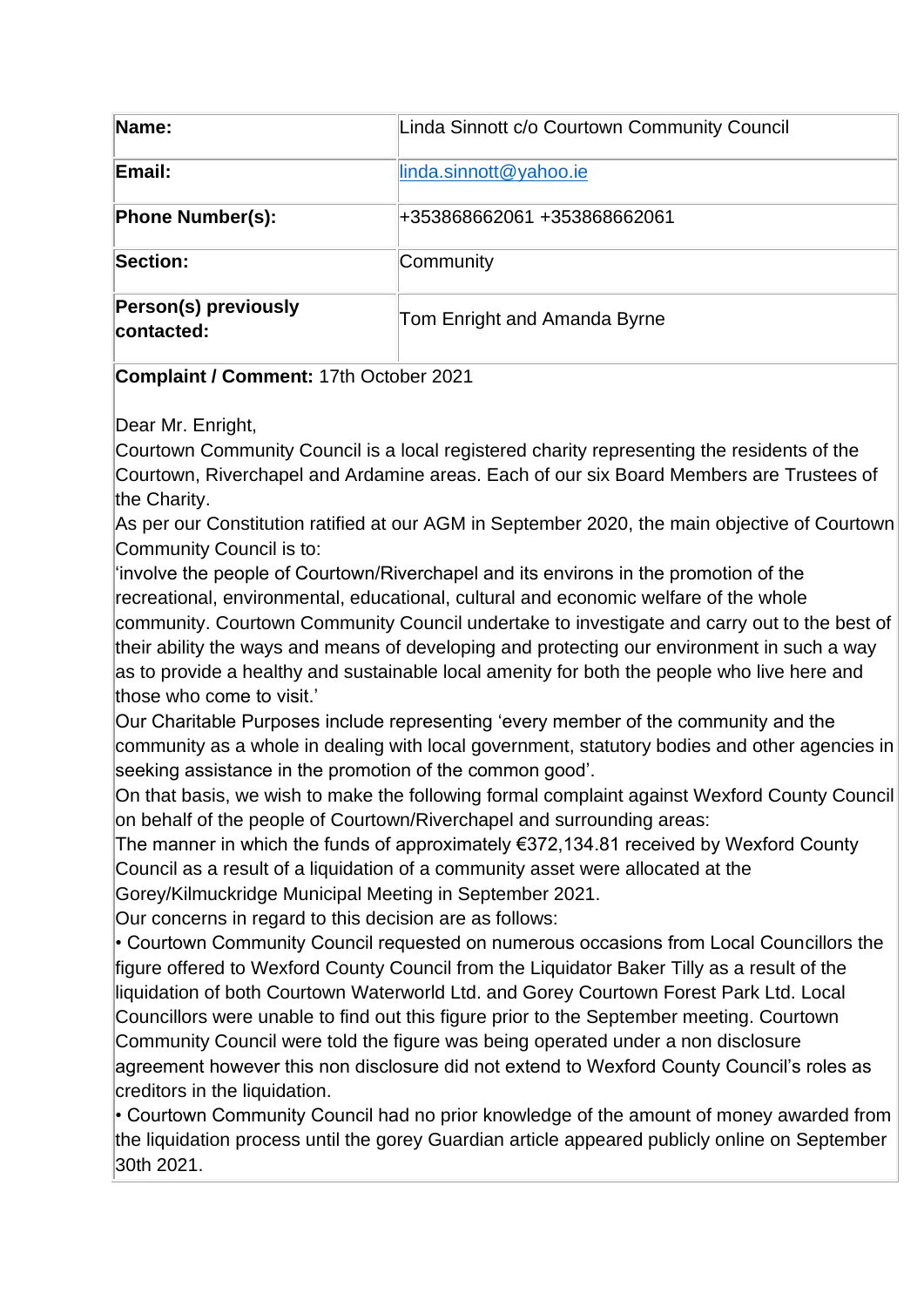| Name: | Linda Sinnott c/o Courtown Community Council |
|---|---|
| Email: | linda.sinnott@yahoo.ie |
| Phone Number(s): | +353868662061 +353868662061 |
| Section: | Community |
| Person(s) previously contacted: | Tom Enright and Amanda Byrne |

**Complaint / Comment:** 17th October 2021

Dear Mr. Enright,

Courtown Community Council is a local registered charity representing the residents of the Courtown, Riverchapel and Ardamine areas. Each of our six Board Members are Trustees of the Charity.

As per our Constitution ratified at our AGM in September 2020, the main objective of Courtown Community Council is to:

'involve the people of Courtown/Riverchapel and its environs in the promotion of the recreational, environmental, educational, cultural and economic welfare of the whole community. Courtown Community Council undertake to investigate and carry out to the best of their ability the ways and means of developing and protecting our environment in such a way as to provide a healthy and sustainable local amenity for both the people who live here and those who come to visit.'

Our Charitable Purposes include representing 'every member of the community and the community as a whole in dealing with local government, statutory bodies and other agencies in seeking assistance in the promotion of the common good'.

On that basis, we wish to make the following formal complaint against Wexford County Council on behalf of the people of Courtown/Riverchapel and surrounding areas:

The manner in which the funds of approximately €372,134.81 received by Wexford County Council as a result of a liquidation of a community asset were allocated at the Gorey/Kilmuckridge Municipal Meeting in September 2021.

Our concerns in regard to this decision are as follows:

- Courtown Community Council requested on numerous occasions from Local Councillors the figure offered to Wexford County Council from the Liquidator Baker Tilly as a result of the liquidation of both Courtown Waterworld Ltd. and Gorey Courtown Forest Park Ltd. Local Councillors were unable to find out this figure prior to the September meeting. Courtown Community Council were told the figure was being operated under a non disclosure agreement however this non disclosure did not extend to Wexford County Council's roles as creditors in the liquidation.
- Courtown Community Council had no prior knowledge of the amount of money awarded from the liquidation process until the gorey Guardian article appeared publicly online on September 30th 2021.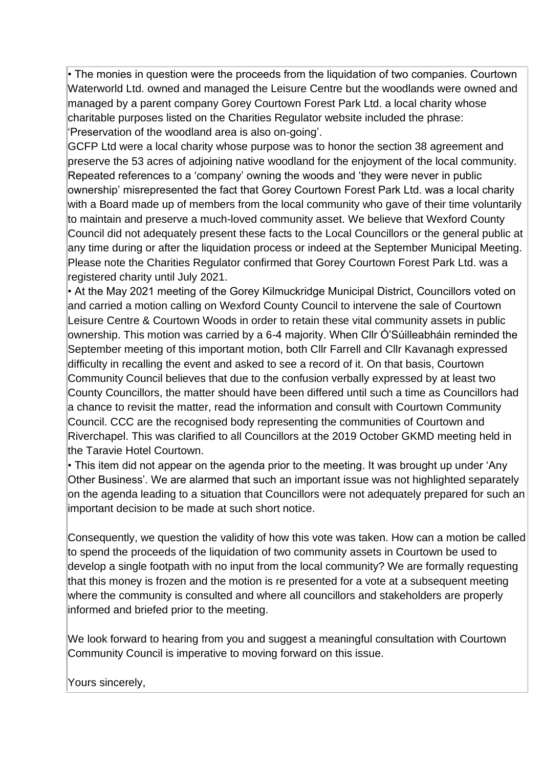- The monies in question were the proceeds from the liquidation of two companies. Courtown Waterworld Ltd. owned and managed the Leisure Centre but the woodlands were owned and managed by a parent company Gorey Courtown Forest Park Ltd. a local charity whose charitable purposes listed on the Charities Regulator website included the phrase: 'Preservation of the woodland area is also on-going'.

GCFP Ltd were a local charity whose purpose was to honor the section 38 agreement and preserve the 53 acres of adjoining native woodland for the enjoyment of the local community. Repeated references to a 'company' owning the woods and 'they were never in public ownership' misrepresented the fact that Gorey Courtown Forest Park Ltd. was a local charity with a Board made up of members from the local community who gave of their time voluntarily to maintain and preserve a much-loved community asset. We believe that Wexford County Council did not adequately present these facts to the Local Councillors or the general public at any time during or after the liquidation process or indeed at the September Municipal Meeting. Please note the Charities Regulator confirmed that Gorey Courtown Forest Park Ltd. was a registered charity until July 2021.

- At the May 2021 meeting of the Gorey Kilmuckridge Municipal District, Councillors voted on and carried a motion calling on Wexford County Council to intervene the sale of Courtown Leisure Centre & Courtown Woods in order to retain these vital community assets in public ownership. This motion was carried by a 6-4 majority. When Cllr Ó'Súilleabháin reminded the September meeting of this important motion, both Cllr Farrell and Cllr Kavanagh expressed difficulty in recalling the event and asked to see a record of it. On that basis, Courtown Community Council believes that due to the confusion verbally expressed by at least two County Councillors, the matter should have been differed until such a time as Councillors had a chance to revisit the matter, read the information and consult with Courtown Community Council. CCC are the recognised body representing the communities of Courtown and Riverchapel. This was clarified to all Councillors at the 2019 October GKMD meeting held in the Taravie Hotel Courtown.
- This item did not appear on the agenda prior to the meeting. It was brought up under 'Any Other Business'. We are alarmed that such an important issue was not highlighted separately on the agenda leading to a situation that Councillors were not adequately prepared for such an important decision to be made at such short notice.

Consequently, we question the validity of how this vote was taken. How can a motion be called to spend the proceeds of the liquidation of two community assets in Courtown be used to develop a single footpath with no input from the local community? We are formally requesting that this money is frozen and the motion is re presented for a vote at a subsequent meeting where the community is consulted and where all councillors and stakeholders are properly informed and briefed prior to the meeting.

We look forward to hearing from you and suggest a meaningful consultation with Courtown Community Council is imperative to moving forward on this issue.

Yours sincerely,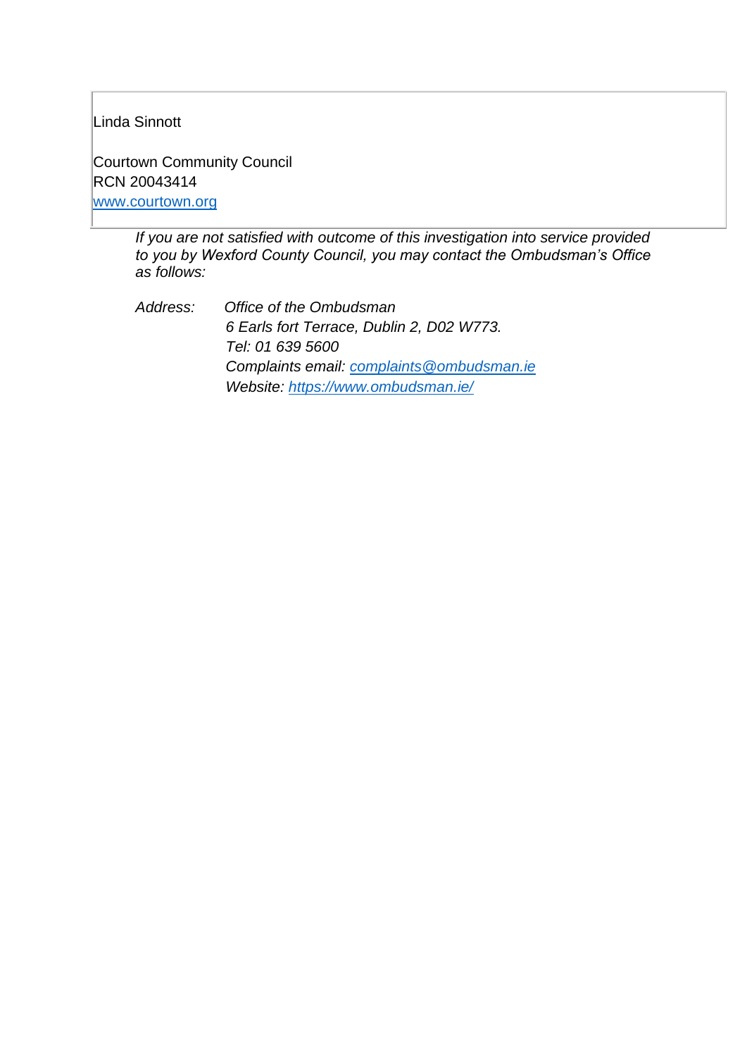Linda Sinnott

Courtown Community Council
RCN 20043414
www.courtown.org

*If you are not satisfied with outcome of this investigation into service provided to you by Wexford County Council, you may contact the Ombudsman's Office as follows:*

*Address:* *Office of the Ombudsman*
*6 Earls fort Terrace, Dublin 2, D02 W773.*
*Tel: 01 639 5600*
*Complaints email: complaints@ombudsman.ie*
*Website: https://www.ombudsman.ie/*